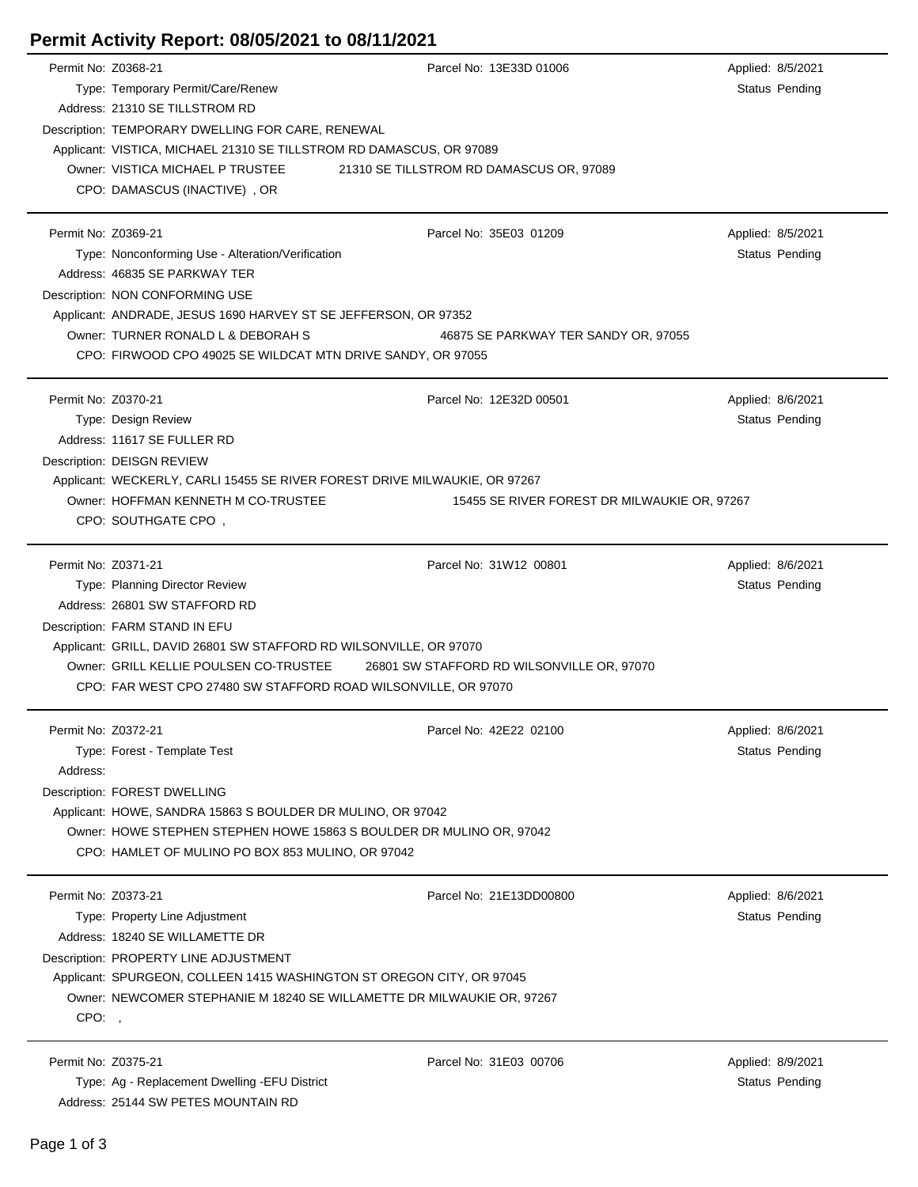# Permit Activity Report: 08/05/2021 to 08/11/2021

Permit No: Z0368-21
Parcel No: 13E33D 01006
Applied: 8/5/2021
Type: Temporary Permit/Care/Renew
Status Pending
Address: 21310 SE TILLSTROM RD
Description: TEMPORARY DWELLING FOR CARE, RENEWAL
Applicant: VISTICA, MICHAEL 21310 SE TILLSTROM RD DAMASCUS, OR 97089
Owner: VISTICA MICHAEL P TRUSTEE 21310 SE TILLSTROM RD DAMASCUS OR, 97089
CPO: DAMASCUS (INACTIVE) , OR

---

Permit No: Z0369-21
Parcel No: 35E03 01209
Applied: 8/5/2021
Type: Nonconforming Use - Alteration/Verification
Status Pending
Address: 46835 SE PARKWAY TER
Description: NON CONFORMING USE
Applicant: ANDRADE, JESUS 1690 HARVEY ST SE JEFFERSON, OR 97352
Owner: TURNER RONALD L & DEBORAH S 46875 SE PARKWAY TER SANDY OR, 97055
CPO: FIRWOOD CPO 49025 SE WILDCAT MTN DRIVE SANDY, OR 97055

---

Permit No: Z0370-21
Parcel No: 12E32D 00501
Applied: 8/6/2021
Type: Design Review
Status Pending
Address: 11617 SE FULLER RD
Description: DEISGN REVIEW
Applicant: WECKERLY, CARLI 15455 SE RIVER FOREST DRIVE MILWAUKIE, OR 97267
Owner: HOFFMAN KENNETH M CO-TRUSTEE 15455 SE RIVER FOREST DR MILWAUKIE OR, 97267
CPO: SOUTHGATE CPO ,

---

Permit No: Z0371-21
Parcel No: 31W12 00801
Applied: 8/6/2021
Type: Planning Director Review
Status Pending
Address: 26801 SW STAFFORD RD
Description: FARM STAND IN EFU
Applicant: GRILL, DAVID 26801 SW STAFFORD RD WILSONVILLE, OR 97070
Owner: GRILL KELLIE POULSEN CO-TRUSTEE 26801 SW STAFFORD RD WILSONVILLE OR, 97070
CPO: FAR WEST CPO 27480 SW STAFFORD ROAD WILSONVILLE, OR 97070

---

Permit No: Z0372-21
Parcel No: 42E22 02100
Applied: 8/6/2021
Type: Forest - Template Test
Status Pending
Address:
Description: FOREST DWELLING
Applicant: HOWE, SANDRA 15863 S BOULDER DR MULINO, OR 97042
Owner: HOWE STEPHEN STEPHEN HOWE 15863 S BOULDER DR MULINO OR, 97042
CPO: HAMLET OF MULINO PO BOX 853 MULINO, OR 97042

---

Permit No: Z0373-21
Parcel No: 21E13DD00800
Applied: 8/6/2021
Type: Property Line Adjustment
Status Pending
Address: 18240 SE WILLAMETTE DR
Description: PROPERTY LINE ADJUSTMENT
Applicant: SPURGEON, COLLEEN 1415 WASHINGTON ST OREGON CITY, OR 97045
Owner: NEWCOMER STEPHANIE M 18240 SE WILLAMETTE DR MILWAUKIE OR, 97267
CPO: ,

---

Permit No: Z0375-21
Parcel No: 31E03 00706
Applied: 8/9/2021
Type: Ag - Replacement Dwelling -EFU District
Status Pending
Address: 25144 SW PETES MOUNTAIN RD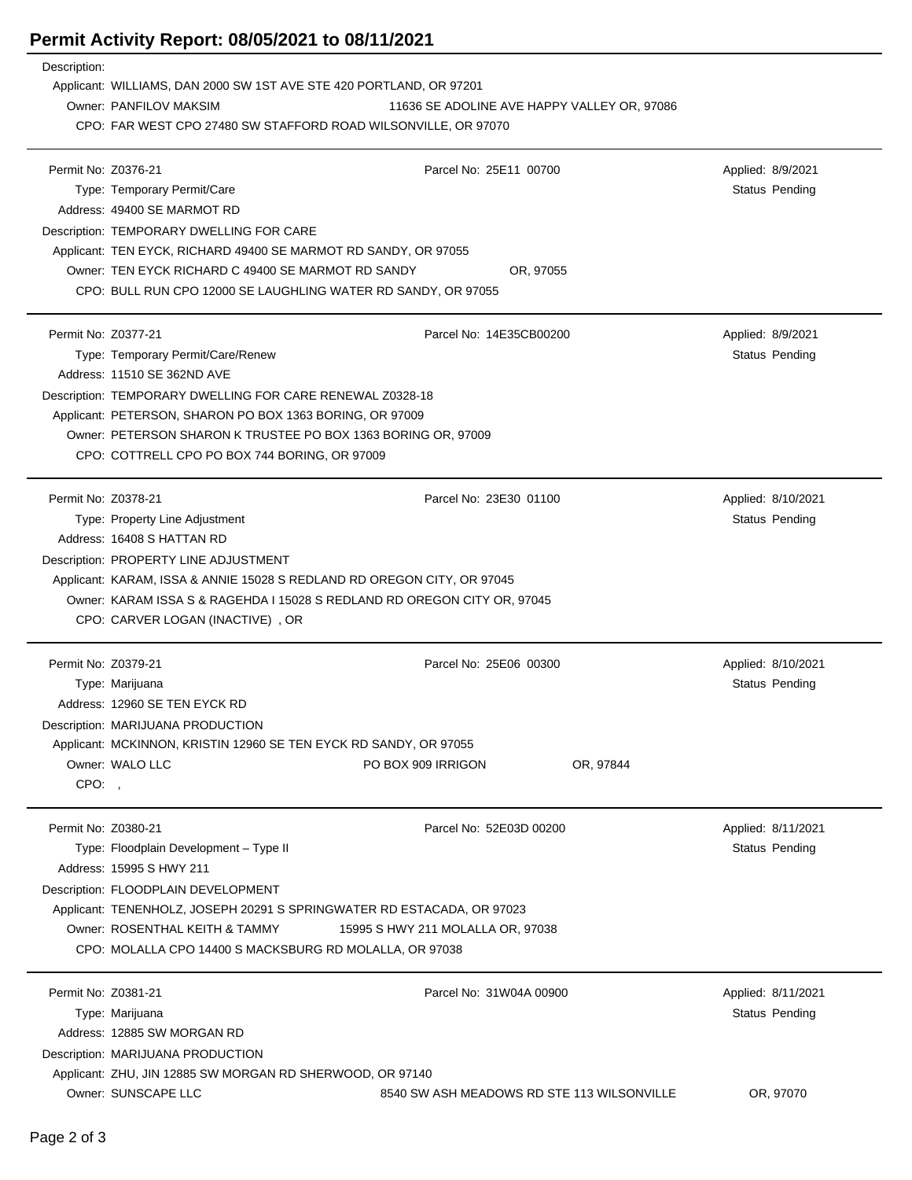# Permit Activity Report: 08/05/2021 to 08/11/2021

Description:
Applicant: WILLIAMS, DAN 2000 SW 1ST AVE STE 420 PORTLAND, OR 97201
Owner: PANFILOV MAKSIM 11636 SE ADOLINE AVE HAPPY VALLEY OR, 97086
CPO: FAR WEST CPO 27480 SW STAFFORD ROAD WILSONVILLE, OR 97070

---

Permit No: Z0376-21 | Parcel No: 25E11 00700 | Applied: 8/9/2021
Type: Temporary Permit/Care | Status Pending
Address: 49400 SE MARMOT RD
Description: TEMPORARY DWELLING FOR CARE
Applicant: TEN EYCK, RICHARD 49400 SE MARMOT RD SANDY, OR 97055
Owner: TEN EYCK RICHARD C 49400 SE MARMOT RD SANDY OR, 97055
CPO: BULL RUN CPO 12000 SE LAUGHLING WATER RD SANDY, OR 97055

---

Permit No: Z0377-21 | Parcel No: 14E35CB00200 | Applied: 8/9/2021
Type: Temporary Permit/Care/Renew | Status Pending
Address: 11510 SE 362ND AVE
Description: TEMPORARY DWELLING FOR CARE RENEWAL Z0328-18
Applicant: PETERSON, SHARON PO BOX 1363 BORING, OR 97009
Owner: PETERSON SHARON K TRUSTEE PO BOX 1363 BORING OR, 97009
CPO: COTTRELL CPO PO BOX 744 BORING, OR 97009

---

Permit No: Z0378-21 | Parcel No: 23E30 01100 | Applied: 8/10/2021
Type: Property Line Adjustment | Status Pending
Address: 16408 S HATTAN RD
Description: PROPERTY LINE ADJUSTMENT
Applicant: KARAM, ISSA & ANNIE 15028 S REDLAND RD OREGON CITY, OR 97045
Owner: KARAM ISSA S & RAGEHDA I 15028 S REDLAND RD OREGON CITY OR, 97045
CPO: CARVER LOGAN (INACTIVE) , OR

---

Permit No: Z0379-21 | Parcel No: 25E06 00300 | Applied: 8/10/2021
Type: Marijuana | Status Pending
Address: 12960 SE TEN EYCK RD
Description: MARIJUANA PRODUCTION
Applicant: MCKINNON, KRISTIN 12960 SE TEN EYCK RD SANDY, OR 97055
Owner: WALO LLC PO BOX 909 IRRIGON OR, 97844
CPO: ,

---

Permit No: Z0380-21 | Parcel No: 52E03D 00200 | Applied: 8/11/2021
Type: Floodplain Development – Type II | Status Pending
Address: 15995 S HWY 211
Description: FLOODPLAIN DEVELOPMENT
Applicant: TENENHOLZ, JOSEPH 20291 S SPRINGWATER RD ESTACADA, OR 97023
Owner: ROSENTHAL KEITH & TAMMY 15995 S HWY 211 MOLALLA OR, 97038
CPO: MOLALLA CPO 14400 S MACKSBURG RD MOLALLA, OR 97038

---

Permit No: Z0381-21 | Parcel No: 31W04A 00900 | Applied: 8/11/2021
Type: Marijuana | Status Pending
Address: 12885 SW MORGAN RD
Description: MARIJUANA PRODUCTION
Applicant: ZHU, JIN 12885 SW MORGAN RD SHERWOOD, OR 97140
Owner: SUNSCAPE LLC 8540 SW ASH MEADOWS RD STE 113 WILSONVILLE OR, 97070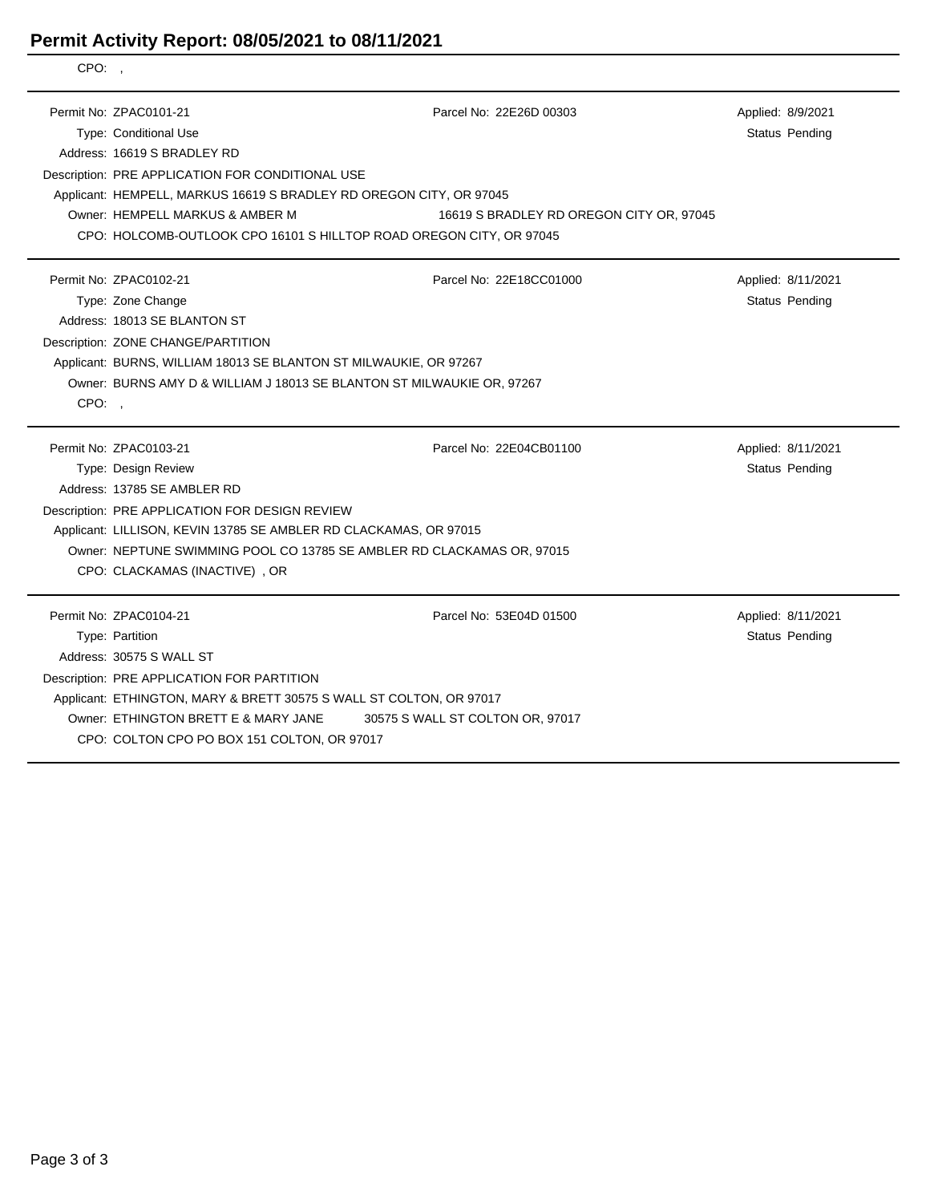# Permit Activity Report: 08/05/2021 to 08/11/2021

CPO: ,

---

Permit No: ZPAC0101-21 | Parcel No: 22E26D 00303 | Applied: 8/9/2021

Type: Conditional Use | Status Pending

Address: 16619 S BRADLEY RD

Description: PRE APPLICATION FOR CONDITIONAL USE

Applicant: HEMPELL, MARKUS 16619 S BRADLEY RD OREGON CITY, OR 97045

Owner: HEMPELL MARKUS & AMBER M 16619 S BRADLEY RD OREGON CITY OR, 97045

CPO: HOLCOMB-OUTLOOK CPO 16101 S HILLTOP ROAD OREGON CITY, OR 97045

---

Permit No: ZPAC0102-21 | Parcel No: 22E18CC01000 | Applied: 8/11/2021

Type: Zone Change | Status Pending

Address: 18013 SE BLANTON ST

Description: ZONE CHANGE/PARTITION

Applicant: BURNS, WILLIAM 18013 SE BLANTON ST MILWAUKIE, OR 97267

Owner: BURNS AMY D & WILLIAM J 18013 SE BLANTON ST MILWAUKIE OR, 97267

CPO: ,

---

Permit No: ZPAC0103-21 | Parcel No: 22E04CB01100 | Applied: 8/11/2021

Type: Design Review | Status Pending

Address: 13785 SE AMBLER RD

Description: PRE APPLICATION FOR DESIGN REVIEW

Applicant: LILLISON, KEVIN 13785 SE AMBLER RD CLACKAMAS, OR 97015

Owner: NEPTUNE SWIMMING POOL CO 13785 SE AMBLER RD CLACKAMAS OR, 97015

CPO: CLACKAMAS (INACTIVE) , OR

---

Permit No: ZPAC0104-21 | Parcel No: 53E04D 01500 | Applied: 8/11/2021

Type: Partition | Status Pending

Address: 30575 S WALL ST

Description: PRE APPLICATION FOR PARTITION

Applicant: ETHINGTON, MARY & BRETT 30575 S WALL ST COLTON, OR 97017

Owner: ETHINGTON BRETT E & MARY JANE 30575 S WALL ST COLTON OR, 97017

CPO: COLTON CPO PO BOX 151 COLTON, OR 97017